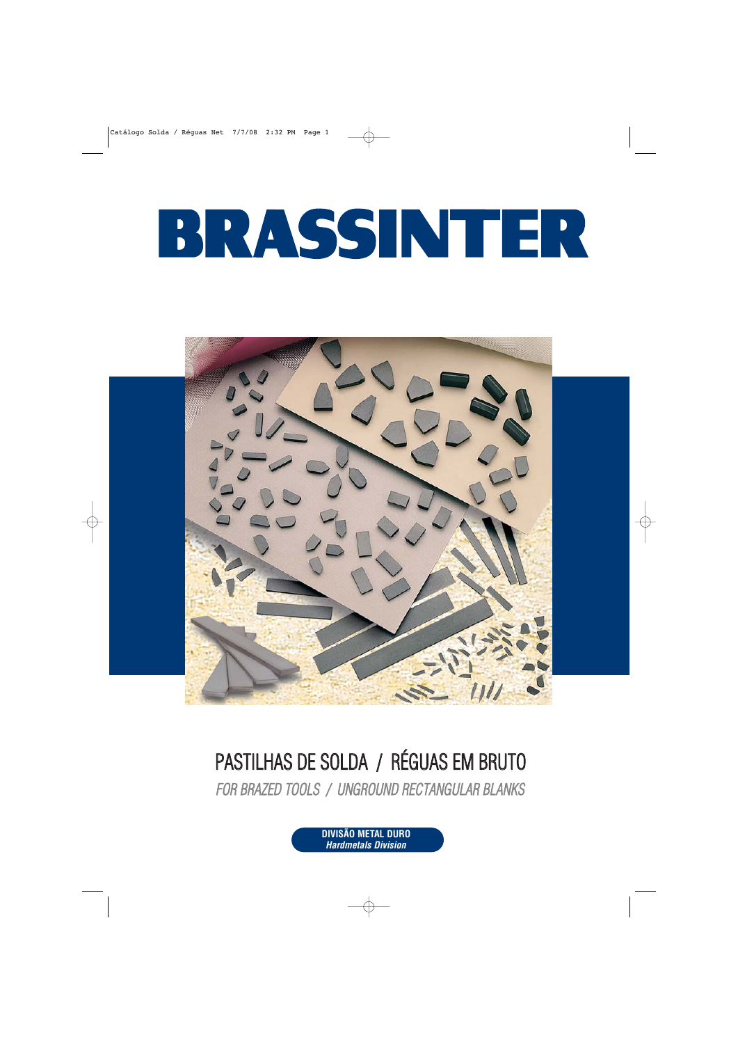# BRASSINTER

## PASTILHAS DE SOLDA / RÉGUAS EM BRUTO

*FOR BRAZED TOOLS / UNGROUND RECTANGULAR BLANKS*

**DIVISÃO METAL DURO**
***Hardmetals Division***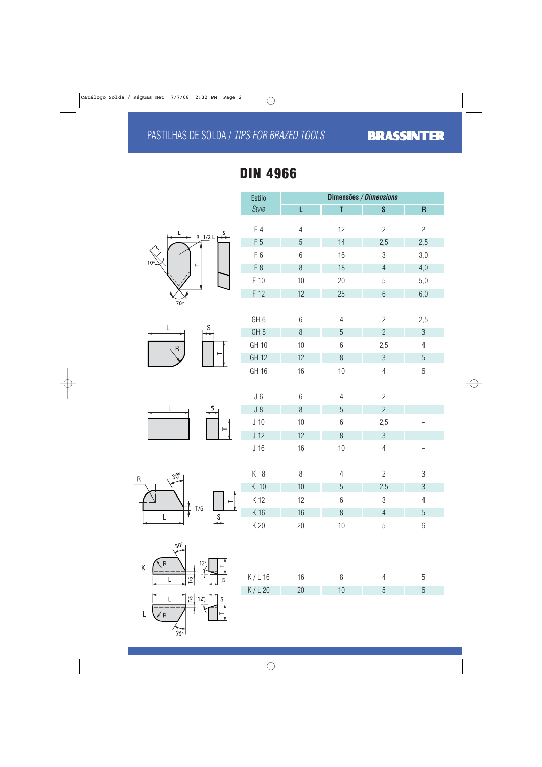PASTILHAS DE SOLDA / *TIPS FOR BRAZED TOOLS*

BRASSINTER

# DIN 4966

| Estilo / *Style* | Dimensões / *Dimensions* | | | |
|---|---|---|---|---|
| | L | T | S | R |
| F 4 | 4 | 12 | 2 | 2 |
| F 5 | 5 | 14 | 2,5 | 2,5 |
| F 6 | 6 | 16 | 3 | 3,0 |
| F 8 | 8 | 18 | 4 | 4,0 |
| F 10 | 10 | 20 | 5 | 5,0 |
| F 12 | 12 | 25 | 6 | 6,0 |
| GH 6 | 6 | 4 | 2 | 2,5 |
| GH 8 | 8 | 5 | 2 | 3 |
| GH 10 | 10 | 6 | 2,5 | 4 |
| GH 12 | 12 | 8 | 3 | 5 |
| GH 16 | 16 | 10 | 4 | 6 |
| J 6 | 6 | 4 | 2 | - |
| J 8 | 8 | 5 | 2 | - |
| J 10 | 10 | 6 | 2,5 | - |
| J 12 | 12 | 8 | 3 | - |
| J 16 | 16 | 10 | 4 | - |
| K 8 | 8 | 4 | 2 | 3 |
| K 10 | 10 | 5 | 2,5 | 3 |
| K 12 | 12 | 6 | 3 | 4 |
| K 16 | 16 | 8 | 4 | 5 |
| K 20 | 20 | 10 | 5 | 6 |
| K / L 16 | 16 | 8 | 4 | 5 |
| K / L 20 | 20 | 10 | 5 | 6 |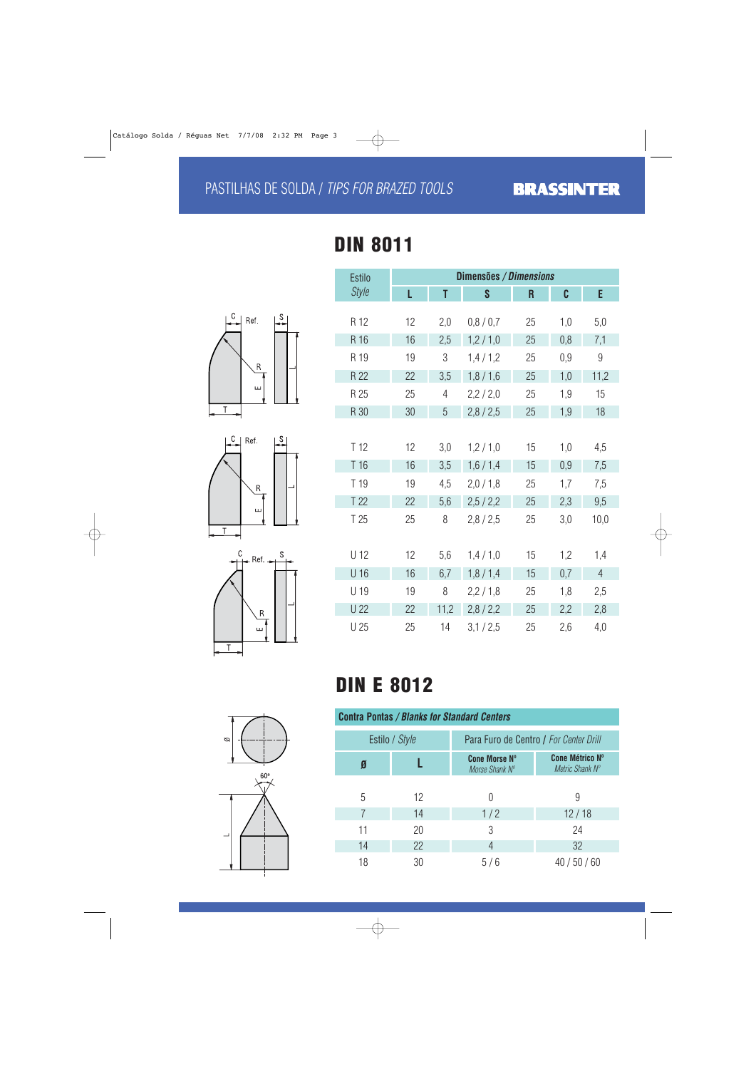## DIN 8011

| Estilo *Style* | Dimensões / *Dimensions* | | | | | |
|---|---|---|---|---|---|---|
| | L | T | S | R | C | E |
| R 12 | 12 | 2,0 | 0,8 / 0,7 | 25 | 1,0 | 5,0 |
| R 16 | 16 | 2,5 | 1,2 / 1,0 | 25 | 0,8 | 7,1 |
| R 19 | 19 | 3 | 1,4 / 1,2 | 25 | 0,9 | 9 |
| R 22 | 22 | 3,5 | 1,8 / 1,6 | 25 | 1,0 | 11,2 |
| R 25 | 25 | 4 | 2,2 / 2,0 | 25 | 1,9 | 15 |
| R 30 | 30 | 5 | 2,8 / 2,5 | 25 | 1,9 | 18 |
| T 12 | 12 | 3,0 | 1,2 / 1,0 | 15 | 1,0 | 4,5 |
| T 16 | 16 | 3,5 | 1,6 / 1,4 | 15 | 0,9 | 7,5 |
| T 19 | 19 | 4,5 | 2,0 / 1,8 | 25 | 1,7 | 7,5 |
| T 22 | 22 | 5,6 | 2,5 / 2,2 | 25 | 2,3 | 9,5 |
| T 25 | 25 | 8 | 2,8 / 2,5 | 25 | 3,0 | 10,0 |
| U 12 | 12 | 5,6 | 1,4 / 1,0 | 15 | 1,2 | 1,4 |
| U 16 | 16 | 6,7 | 1,8 / 1,4 | 15 | 0,7 | 4 |
| U 19 | 19 | 8 | 2,2 / 1,8 | 25 | 1,8 | 2,5 |
| U 22 | 22 | 11,2 | 2,8 / 2,2 | 25 | 2,2 | 2,8 |
| U 25 | 25 | 14 | 3,1 / 2,5 | 25 | 2,6 | 4,0 |

## DIN E 8012

**Contra Pontas / *Blanks for Standard Centers***

| Estilo / *Style* | | Para Furo de Centro / *For Center Drill* | |
|---|---|---|---|
| ø | L | **Cone Morse Nº** *Morse Shank Nº* | **Cone Métrico Nº** *Metric Shank Nº* |
| 5 | 12 | 0 | 9 |
| 7 | 14 | 1 / 2 | 12 / 18 |
| 11 | 20 | 3 | 24 |
| 14 | 22 | 4 | 32 |
| 18 | 30 | 5 / 6 | 40 / 50 / 60 |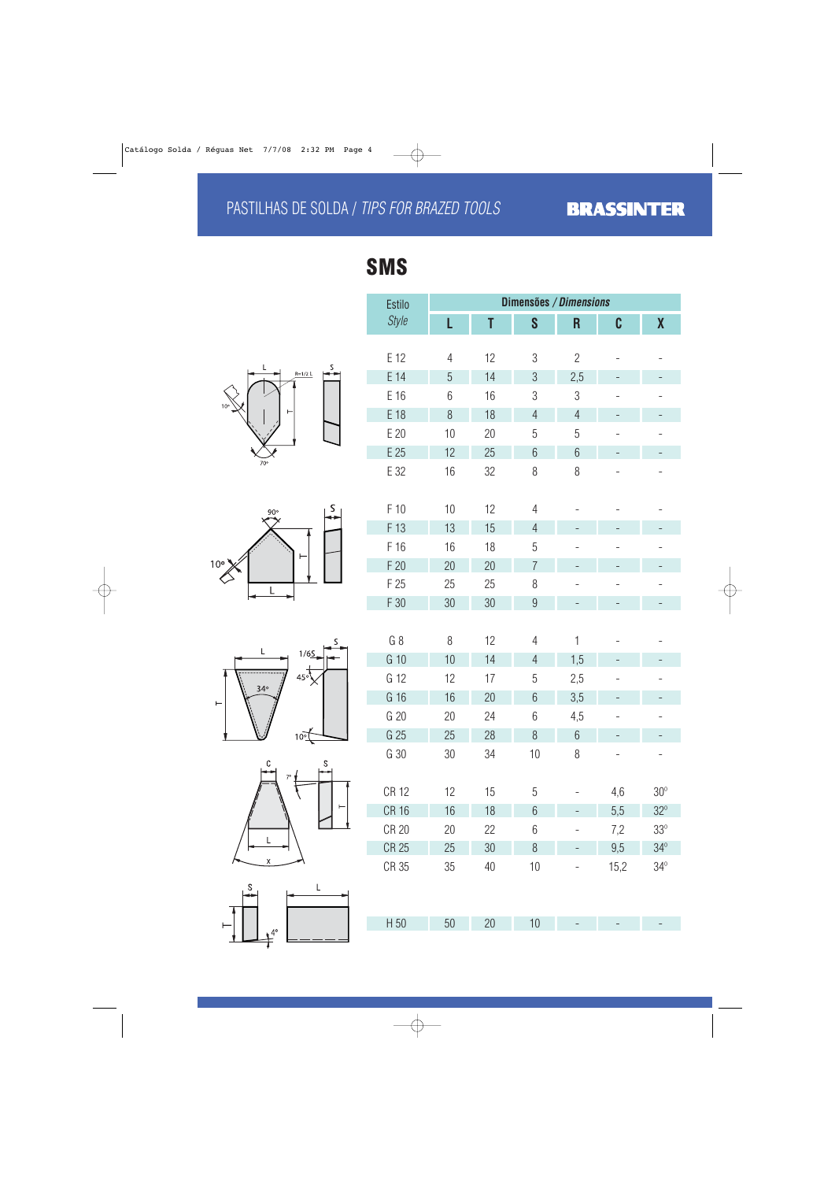## PASTILHAS DE SOLDA / *TIPS FOR BRAZED TOOLS*

**BRASSINTER**

# SMS

| Estilo *Style* | Dimensões / *Dimensions* | | | | | |
|---|---|---|---|---|---|---|
| | L | T | S | R | C | X |
| E 12 | 4 | 12 | 3 | 2 | - | - |
| E 14 | 5 | 14 | 3 | 2,5 | - | - |
| E 16 | 6 | 16 | 3 | 3 | - | - |
| E 18 | 8 | 18 | 4 | 4 | - | - |
| E 20 | 10 | 20 | 5 | 5 | - | - |
| E 25 | 12 | 25 | 6 | 6 | - | - |
| E 32 | 16 | 32 | 8 | 8 | - | - |
| F 10 | 10 | 12 | 4 | - | - | - |
| F 13 | 13 | 15 | 4 | - | - | - |
| F 16 | 16 | 18 | 5 | - | - | - |
| F 20 | 20 | 20 | 7 | - | - | - |
| F 25 | 25 | 25 | 8 | - | - | - |
| F 30 | 30 | 30 | 9 | - | - | - |
| G 8 | 8 | 12 | 4 | 1 | - | - |
| G 10 | 10 | 14 | 4 | 1,5 | - | - |
| G 12 | 12 | 17 | 5 | 2,5 | - | - |
| G 16 | 16 | 20 | 6 | 3,5 | - | - |
| G 20 | 20 | 24 | 6 | 4,5 | - | - |
| G 25 | 25 | 28 | 8 | 6 | - | - |
| G 30 | 30 | 34 | 10 | 8 | - | - |
| CR 12 | 12 | 15 | 5 | - | 4,6 | 30° |
| CR 16 | 16 | 18 | 6 | - | 5,5 | 32° |
| CR 20 | 20 | 22 | 6 | - | 7,2 | 33° |
| CR 25 | 25 | 30 | 8 | - | 9,5 | 34° |
| CR 35 | 35 | 40 | 10 | - | 15,2 | 34° |
| H 50 | 50 | 20 | 10 | - | - | - |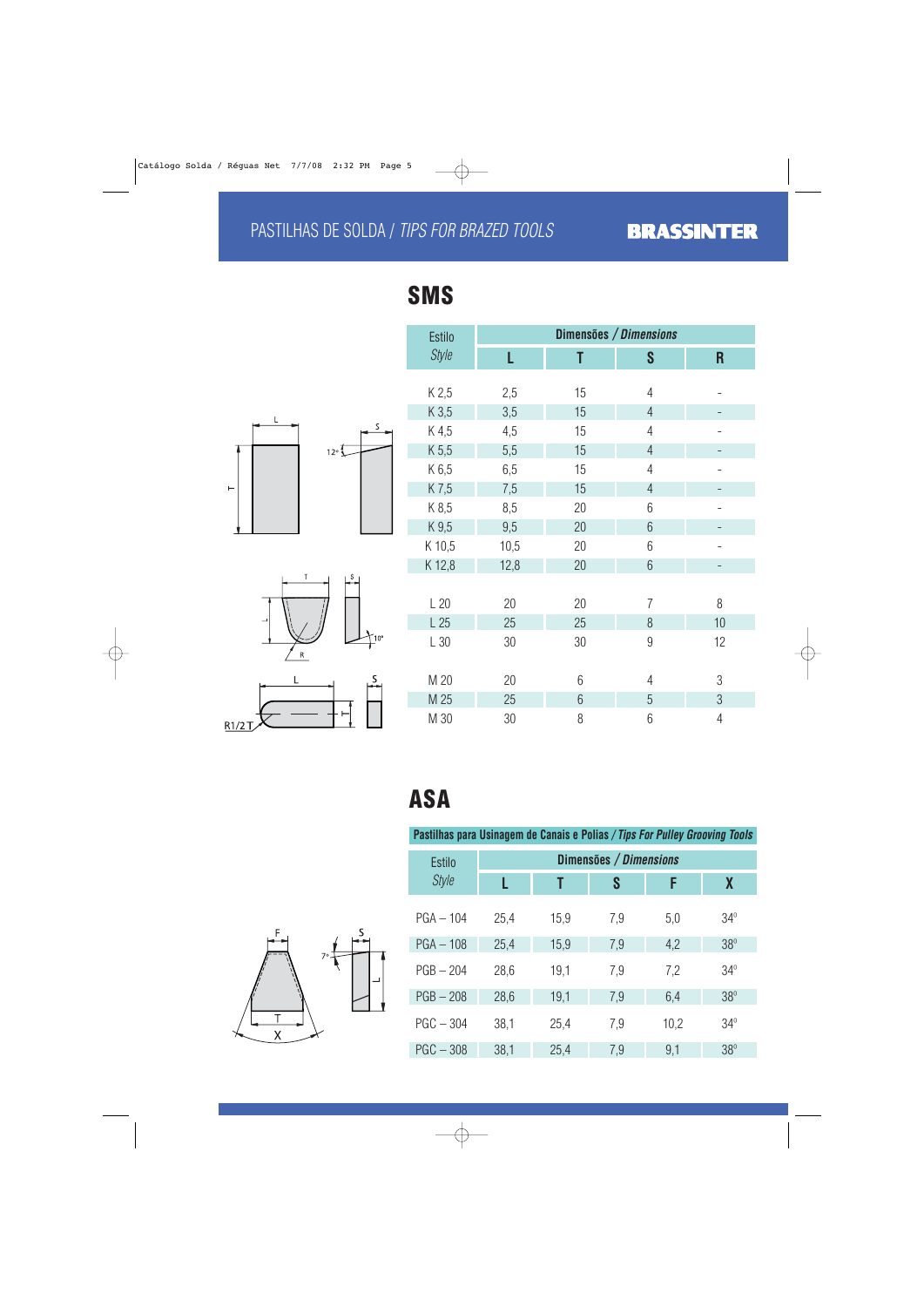# PASTILHAS DE SOLDA / *TIPS FOR BRAZED TOOLS*

## SMS

| Estilo *Style* | Dimensões / *Dimensions* | | | |
|---|---|---|---|---|
| | L | T | S | R |
| K 2,5 | 2,5 | 15 | 4 | - |
| K 3,5 | 3,5 | 15 | 4 | - |
| K 4,5 | 4,5 | 15 | 4 | - |
| K 5,5 | 5,5 | 15 | 4 | - |
| K 6,5 | 6,5 | 15 | 4 | - |
| K 7,5 | 7,5 | 15 | 4 | - |
| K 8,5 | 8,5 | 20 | 6 | - |
| K 9,5 | 9,5 | 20 | 6 | - |
| K 10,5 | 10,5 | 20 | 6 | - |
| K 12,8 | 12,8 | 20 | 6 | - |
| L 20 | 20 | 20 | 7 | 8 |
| L 25 | 25 | 25 | 8 | 10 |
| L 30 | 30 | 30 | 9 | 12 |
| M 20 | 20 | 6 | 4 | 3 |
| M 25 | 25 | 6 | 5 | 3 |
| M 30 | 30 | 8 | 6 | 4 |

## ASA

| Pastilhas para Usinagem de Canais e Polias / *Tips For Pulley Grooving Tools* | | | | | |
|---|---|---|---|---|---|
| Estilo *Style* | Dimensões / *Dimensions* | | | | |
| | L | T | S | F | X |
| PGA – 104 | 25,4 | 15,9 | 7,9 | 5,0 | 34° |
| PGA – 108 | 25,4 | 15,9 | 7,9 | 4,2 | 38° |
| PGB – 204 | 28,6 | 19,1 | 7,9 | 7,2 | 34° |
| PGB – 208 | 28,6 | 19,1 | 7,9 | 6,4 | 38° |
| PGC – 304 | 38,1 | 25,4 | 7,9 | 10,2 | 34° |
| PGC – 308 | 38,1 | 25,4 | 7,9 | 9,1 | 38° |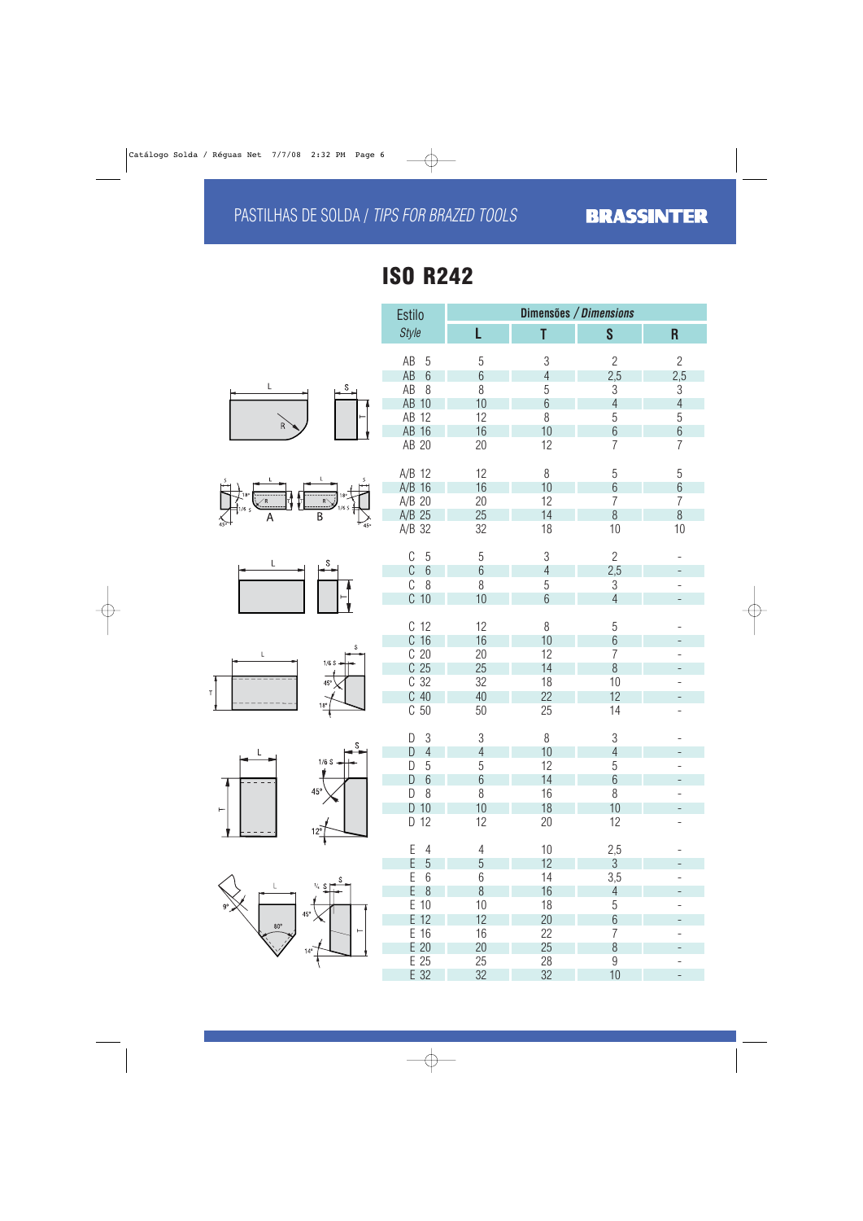PASTILHAS DE SOLDA / *TIPS FOR BRAZED TOOLS*

**BRASSINTER**

# ISO R242

| Estilo *Style* | Dimensões / *Dimensions* | | | |
|---|---|---|---|---|
| | L | T | S | R |
| AB 5 | 5 | 3 | 2 | 2 |
| AB 6 | 6 | 4 | 2,5 | 2,5 |
| AB 8 | 8 | 5 | 3 | 3 |
| AB 10 | 10 | 6 | 4 | 4 |
| AB 12 | 12 | 8 | 5 | 5 |
| AB 16 | 16 | 10 | 6 | 6 |
| AB 20 | 20 | 12 | 7 | 7 |
| A/B 12 | 12 | 8 | 5 | 5 |
| A/B 16 | 16 | 10 | 6 | 6 |
| A/B 20 | 20 | 12 | 7 | 7 |
| A/B 25 | 25 | 14 | 8 | 8 |
| A/B 32 | 32 | 18 | 10 | 10 |
| C 5 | 5 | 3 | 2 | - |
| C 6 | 6 | 4 | 2,5 | - |
| C 8 | 8 | 5 | 3 | - |
| C 10 | 10 | 6 | 4 | - |
| C 12 | 12 | 8 | 5 | - |
| C 16 | 16 | 10 | 6 | - |
| C 20 | 20 | 12 | 7 | - |
| C 25 | 25 | 14 | 8 | - |
| C 32 | 32 | 18 | 10 | - |
| C 40 | 40 | 22 | 12 | - |
| C 50 | 50 | 25 | 14 | - |
| D 3 | 3 | 8 | 3 | - |
| D 4 | 4 | 10 | 4 | - |
| D 5 | 5 | 12 | 5 | - |
| D 6 | 6 | 14 | 6 | - |
| D 8 | 8 | 16 | 8 | - |
| D 10 | 10 | 18 | 10 | - |
| D 12 | 12 | 20 | 12 | - |
| E 4 | 4 | 10 | 2,5 | - |
| E 5 | 5 | 12 | 3 | - |
| E 6 | 6 | 14 | 3,5 | - |
| E 8 | 8 | 16 | 4 | - |
| E 10 | 10 | 18 | 5 | - |
| E 12 | 12 | 20 | 6 | - |
| E 16 | 16 | 22 | 7 | - |
| E 20 | 20 | 25 | 8 | - |
| E 25 | 25 | 28 | 9 | - |
| E 32 | 32 | 32 | 10 | - |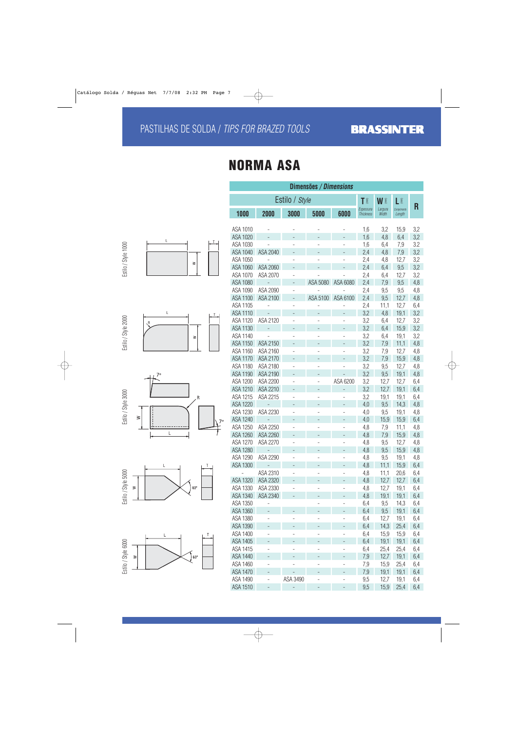# PASTILHAS DE SOLDA / *TIPS FOR BRAZED TOOLS*

BRASSINTER

## NORMA ASA

| Dimensões / *Dimensions* | | | | | | | | |
|---|---|---|---|---|---|---|---|---|
| Estilo / *Style* | | | | | T (mm) Espessura *Thickness* | W (mm) Largura *Width* | L (mm) Comprimento *Length* | R |
| 1000 | 2000 | 3000 | 5000 | 6000 | | | | |
| ASA 1010 | - | - | - | - | 1,6 | 3,2 | 15,9 | 3,2 |
| ASA 1020 | - | - | - | - | 1,6 | 4,8 | 6,4 | 3,2 |
| ASA 1030 | - | - | - | - | 1,6 | 6,4 | 7,9 | 3,2 |
| ASA 1040 | ASA 2040 | - | - | - | 2,4 | 4,8 | 7,9 | 3,2 |
| ASA 1050 | - | - | - | - | 2,4 | 4,8 | 12,7 | 3,2 |
| ASA 1060 | ASA 2060 | - | - | - | 2,4 | 6,4 | 9,5 | 3,2 |
| ASA 1070 | ASA 2070 | - | - | - | 2,4 | 6,4 | 12,7 | 3,2 |
| ASA 1080 | - | - | ASA 5080 | ASA 6080 | 2,4 | 7,9 | 9,5 | 4,8 |
| ASA 1090 | ASA 2090 | - | - | - | 2,4 | 9,5 | 9,5 | 4,8 |
| ASA 1100 | ASA 2100 | - | ASA 5100 | ASA 6100 | 2,4 | 9,5 | 12,7 | 4,8 |
| ASA 1105 | - | - | - | - | 2,4 | 11,1 | 12,7 | 6,4 |
| ASA 1110 | - | - | - | - | 3,2 | 4,8 | 19,1 | 3,2 |
| ASA 1120 | ASA 2120 | - | - | - | 3,2 | 6,4 | 12,7 | 3,2 |
| ASA 1130 | - | - | - | - | 3,2 | 6,4 | 15,9 | 3,2 |
| ASA 1140 | - | - | - | - | 3,2 | 6,4 | 19,1 | 3,2 |
| ASA 1150 | ASA 2150 | - | - | - | 3,2 | 7,9 | 11,1 | 4,8 |
| ASA 1160 | ASA 2160 | - | - | - | 3,2 | 7,9 | 12,7 | 4,8 |
| ASA 1170 | ASA 2170 | - | - | - | 3,2 | 7,9 | 15,9 | 4,8 |
| ASA 1180 | ASA 2180 | - | - | - | 3,2 | 9,5 | 12,7 | 4,8 |
| ASA 1190 | ASA 2190 | - | - | - | 3,2 | 9,5 | 19,1 | 4,8 |
| ASA 1200 | ASA 2200 | - | - | ASA 6200 | 3,2 | 12,7 | 12,7 | 6,4 |
| ASA 1210 | ASA 2210 | - | - | - | 3,2 | 12,7 | 19,1 | 6,4 |
| ASA 1215 | ASA 2215 | - | - | - | 3,2 | 19,1 | 19,1 | 6,4 |
| ASA 1220 | - | - | - | - | 4,0 | 9,5 | 14,3 | 4,8 |
| ASA 1230 | ASA 2230 | - | - | - | 4,0 | 9,5 | 19,1 | 4,8 |
| ASA 1240 | - | - | - | - | 4,0 | 15,9 | 15,9 | 6,4 |
| ASA 1250 | ASA 2250 | - | - | - | 4,8 | 7,9 | 11,1 | 4,8 |
| ASA 1260 | ASA 2260 | - | - | - | 4,8 | 7,9 | 15,9 | 4,8 |
| ASA 1270 | ASA 2270 | - | - | - | 4,8 | 9,5 | 12,7 | 4,8 |
| ASA 1280 | - | - | - | - | 4,8 | 9,5 | 15,9 | 4,8 |
| ASA 1290 | ASA 2290 | - | - | - | 4,8 | 9,5 | 19,1 | 4,8 |
| ASA 1300 | - | - | - | - | 4,8 | 11,1 | 15,9 | 6,4 |
| - | ASA 2310 | - | - | - | 4,8 | 11,1 | 20,6 | 6,4 |
| ASA 1320 | ASA 2320 | - | - | - | 4,8 | 12,7 | 12,7 | 6,4 |
| ASA 1330 | ASA 2330 | - | - | - | 4,8 | 12,7 | 19,1 | 6,4 |
| ASA 1340 | ASA 2340 | - | - | - | 4,8 | 19,1 | 19,1 | 6,4 |
| ASA 1350 | - | - | - | - | 6,4 | 9,5 | 14,3 | 6,4 |
| ASA 1360 | - | - | - | - | 6,4 | 9,5 | 19,1 | 6,4 |
| ASA 1380 | - | - | - | - | 6,4 | 12,7 | 19,1 | 6,4 |
| ASA 1390 | - | - | - | - | 6,4 | 14,3 | 25,4 | 6,4 |
| ASA 1400 | - | - | - | - | 6,4 | 15,9 | 15,9 | 6,4 |
| ASA 1405 | - | - | - | - | 6,4 | 19,1 | 19,1 | 6,4 |
| ASA 1415 | - | - | - | - | 6,4 | 25,4 | 25,4 | 6,4 |
| ASA 1440 | - | - | - | - | 7,9 | 12,7 | 19,1 | 6,4 |
| ASA 1460 | - | - | - | - | 7,9 | 15,9 | 25,4 | 6,4 |
| ASA 1470 | - | - | - | - | 7,9 | 19,1 | 19,1 | 6,4 |
| ASA 1490 | - | ASA 3490 | - | - | 9,5 | 12,7 | 19,1 | 6,4 |
| ASA 1510 | - | - | - | - | 9,5 | 15,9 | 25,4 | 6,4 |

Estilo / Style 1000

Estilo / Style 2000

Estilo / Style 3000

Estilo / Style 5000

Estilo / Style 6000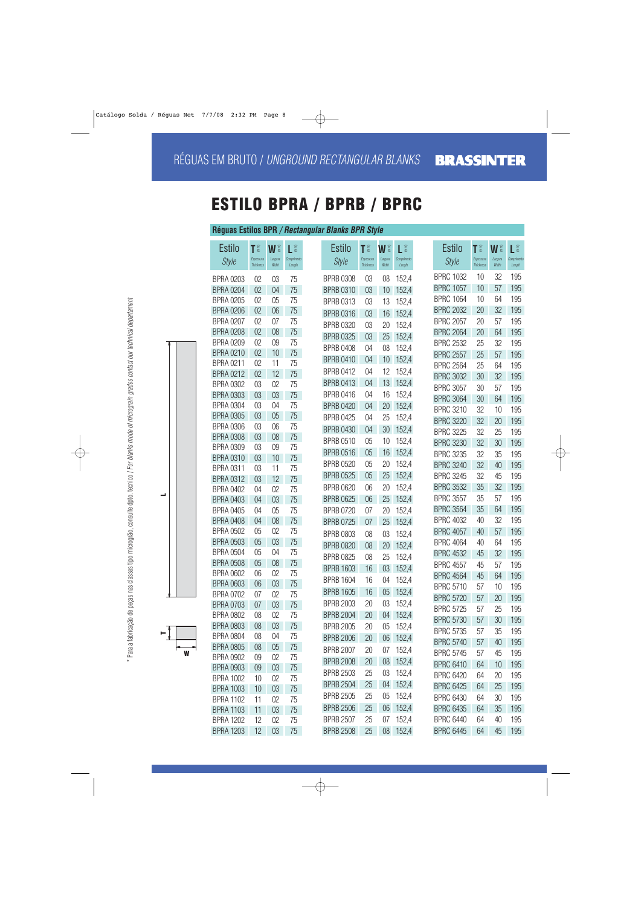RÉGUAS EM BRUTO / *UNGROUND RECTANGULAR BLANKS* **BRASSINTER**

# ESTILO BPRA / BPRB / BPRC

## Réguas Estilos BPR / *Rectangular Blanks BPR Style*

| Estilo *Style* | T (mm) Espessura *Thickness* | W (mm) Largura *Width* | L (mm) Comprimento *Length* |
|---|---|---|---|
| BPRA 0203 | 02 | 03 | 75 |
| BPRA 0204 | 02 | 04 | 75 |
| BPRA 0205 | 02 | 05 | 75 |
| BPRA 0206 | 02 | 06 | 75 |
| BPRA 0207 | 02 | 07 | 75 |
| BPRA 0208 | 02 | 08 | 75 |
| BPRA 0209 | 02 | 09 | 75 |
| BPRA 0210 | 02 | 10 | 75 |
| BPRA 0211 | 02 | 11 | 75 |
| BPRA 0212 | 02 | 12 | 75 |
| BPRA 0302 | 03 | 02 | 75 |
| BPRA 0303 | 03 | 03 | 75 |
| BPRA 0304 | 03 | 04 | 75 |
| BPRA 0305 | 03 | 05 | 75 |
| BPRA 0306 | 03 | 06 | 75 |
| BPRA 0308 | 03 | 08 | 75 |
| BPRA 0309 | 03 | 09 | 75 |
| BPRA 0310 | 03 | 10 | 75 |
| BPRA 0311 | 03 | 11 | 75 |
| BPRA 0312 | 03 | 12 | 75 |
| BPRA 0402 | 04 | 02 | 75 |
| BPRA 0403 | 04 | 03 | 75 |
| BPRA 0405 | 04 | 05 | 75 |
| BPRA 0408 | 04 | 08 | 75 |
| BPRA 0502 | 05 | 02 | 75 |
| BPRA 0503 | 05 | 03 | 75 |
| BPRA 0504 | 05 | 04 | 75 |
| BPRA 0508 | 05 | 08 | 75 |
| BPRA 0602 | 06 | 02 | 75 |
| BPRA 0603 | 06 | 03 | 75 |
| BPRA 0702 | 07 | 02 | 75 |
| BPRA 0703 | 07 | 03 | 75 |
| BPRA 0802 | 08 | 02 | 75 |
| BPRA 0803 | 08 | 03 | 75 |
| BPRA 0804 | 08 | 04 | 75 |
| BPRA 0805 | 08 | 05 | 75 |
| BPRA 0902 | 09 | 02 | 75 |
| BPRA 0903 | 09 | 03 | 75 |
| BPRA 1002 | 10 | 02 | 75 |
| BPRA 1003 | 10 | 03 | 75 |
| BPRA 1102 | 11 | 02 | 75 |
| BPRA 1103 | 11 | 03 | 75 |
| BPRA 1202 | 12 | 02 | 75 |
| BPRA 1203 | 12 | 03 | 75 |

| Estilo *Style* | T (mm) Espessura *Thickness* | W (mm) Largura *Width* | L (mm) Comprimento *Length* |
|---|---|---|---|
| BPRB 0308 | 03 | 08 | 152,4 |
| BPRB 0310 | 03 | 10 | 152,4 |
| BPRB 0313 | 03 | 13 | 152,4 |
| BPRB 0316 | 03 | 16 | 152,4 |
| BPRB 0320 | 03 | 20 | 152,4 |
| BPRB 0325 | 03 | 25 | 152,4 |
| BPRB 0408 | 04 | 08 | 152,4 |
| BPRB 0410 | 04 | 10 | 152,4 |
| BPRB 0412 | 04 | 12 | 152,4 |
| BPRB 0413 | 04 | 13 | 152,4 |
| BPRB 0416 | 04 | 16 | 152,4 |
| BPRB 0420 | 04 | 20 | 152,4 |
| BPRB 0425 | 04 | 25 | 152,4 |
| BPRB 0430 | 04 | 30 | 152,4 |
| BPRB 0510 | 05 | 10 | 152,4 |
| BPRB 0516 | 05 | 16 | 152,4 |
| BPRB 0520 | 05 | 20 | 152,4 |
| BPRB 0525 | 05 | 25 | 152,4 |
| BPRB 0620 | 06 | 20 | 152,4 |
| BPRB 0625 | 06 | 25 | 152,4 |
| BPRB 0720 | 07 | 20 | 152,4 |
| BPRB 0725 | 07 | 25 | 152,4 |
| BPRB 0803 | 08 | 03 | 152,4 |
| BPRB 0820 | 08 | 20 | 152,4 |
| BPRB 0825 | 08 | 25 | 152,4 |
| BPRB 1603 | 16 | 03 | 152,4 |
| BPRB 1604 | 16 | 04 | 152,4 |
| BPRB 1605 | 16 | 05 | 152,4 |
| BPRB 2003 | 20 | 03 | 152,4 |
| BPRB 2004 | 20 | 04 | 152,4 |
| BPRB 2005 | 20 | 05 | 152,4 |
| BPRB 2006 | 20 | 06 | 152,4 |
| BPRB 2007 | 20 | 07 | 152,4 |
| BPRB 2008 | 20 | 08 | 152,4 |
| BPRB 2503 | 25 | 03 | 152,4 |
| BPRB 2504 | 25 | 04 | 152,4 |
| BPRB 2505 | 25 | 05 | 152,4 |
| BPRB 2506 | 25 | 06 | 152,4 |
| BPRB 2507 | 25 | 07 | 152,4 |
| BPRB 2508 | 25 | 08 | 152,4 |

| Estilo *Style* | T (mm) Espessura *Thickness* | W (mm) Largura *Width* | L (mm) Comprimento *Length* |
|---|---|---|---|
| BPRC 1032 | 10 | 32 | 195 |
| BPRC 1057 | 10 | 57 | 195 |
| BPRC 1064 | 10 | 64 | 195 |
| BPRC 2032 | 20 | 32 | 195 |
| BPRC 2057 | 20 | 57 | 195 |
| BPRC 2064 | 20 | 64 | 195 |
| BPRC 2532 | 25 | 32 | 195 |
| BPRC 2557 | 25 | 57 | 195 |
| BPRC 2564 | 25 | 64 | 195 |
| BPRC 3032 | 30 | 32 | 195 |
| BPRC 3057 | 30 | 57 | 195 |
| BPRC 3064 | 30 | 64 | 195 |
| BPRC 3210 | 32 | 10 | 195 |
| BPRC 3220 | 32 | 20 | 195 |
| BPRC 3225 | 32 | 25 | 195 |
| BPRC 3230 | 32 | 30 | 195 |
| BPRC 3235 | 32 | 35 | 195 |
| BPRC 3240 | 32 | 40 | 195 |
| BPRC 3245 | 32 | 45 | 195 |
| BPRC 3532 | 35 | 32 | 195 |
| BPRC 3557 | 35 | 57 | 195 |
| BPRC 3564 | 35 | 64 | 195 |
| BPRC 4032 | 40 | 32 | 195 |
| BPRC 4057 | 40 | 57 | 195 |
| BPRC 4064 | 40 | 64 | 195 |
| BPRC 4532 | 45 | 32 | 195 |
| BPRC 4557 | 45 | 57 | 195 |
| BPRC 4564 | 45 | 64 | 195 |
| BPRC 5710 | 57 | 10 | 195 |
| BPRC 5720 | 57 | 20 | 195 |
| BPRC 5725 | 57 | 25 | 195 |
| BPRC 5730 | 57 | 30 | 195 |
| BPRC 5735 | 57 | 35 | 195 |
| BPRC 5740 | 57 | 40 | 195 |
| BPRC 5745 | 57 | 45 | 195 |
| BPRC 6410 | 64 | 10 | 195 |
| BPRC 6420 | 64 | 20 | 195 |
| BPRC 6425 | 64 | 25 | 195 |
| BPRC 6430 | 64 | 30 | 195 |
| BPRC 6435 | 64 | 35 | 195 |
| BPRC 6440 | 64 | 40 | 195 |
| BPRC 6445 | 64 | 45 | 195 |

\* Para a fabricação de peças nas classes tipo micrográo, consulte dpto. tecnico / *For blanks mode of micrograin grades contact our technical departament*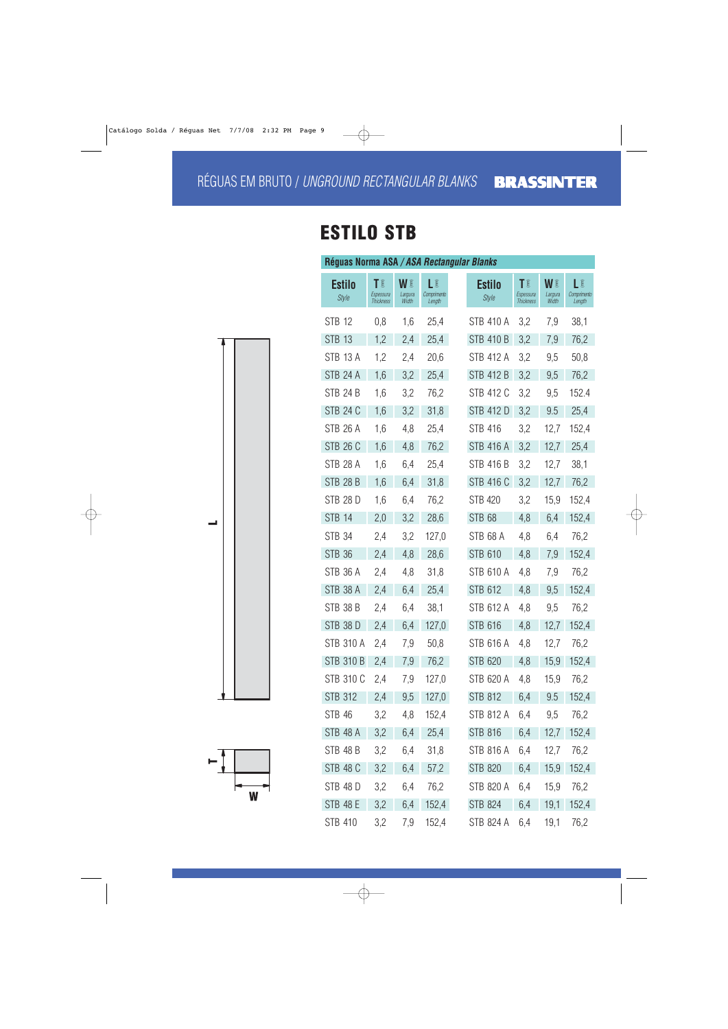RÉGUAS EM BRUTO / *UNGROUND RECTANGULAR BLANKS* **BRASSINTER**

# ESTILO STB

**Réguas Norma ASA / *ASA Rectangular Blanks***

| Estilo *Style* | T (mm) Espessura *Thickness* | W (mm) Largura *Width* | L (mm) Comprimento *Length* | Estilo *Style* | T (mm) Espessura *Thickness* | W (mm) Largura *Width* | L (mm) Comprimento *Length* |
|---|---|---|---|---|---|---|---|
| STB 12 | 0,8 | 1,6 | 25,4 | STB 410 A | 3,2 | 7,9 | 38,1 |
| STB 13 | 1,2 | 2,4 | 25,4 | STB 410 B | 3,2 | 7,9 | 76,2 |
| STB 13 A | 1,2 | 2,4 | 20,6 | STB 412 A | 3,2 | 9,5 | 50,8 |
| STB 24 A | 1,6 | 3,2 | 25,4 | STB 412 B | 3,2 | 9,5 | 76,2 |
| STB 24 B | 1,6 | 3,2 | 76,2 | STB 412 C | 3,2 | 9,5 | 152.4 |
| STB 24 C | 1,6 | 3,2 | 31,8 | STB 412 D | 3,2 | 9.5 | 25,4 |
| STB 26 A | 1,6 | 4,8 | 25,4 | STB 416 | 3,2 | 12,7 | 152,4 |
| STB 26 C | 1,6 | 4,8 | 76,2 | STB 416 A | 3,2 | 12,7 | 25,4 |
| STB 28 A | 1,6 | 6,4 | 25,4 | STB 416 B | 3,2 | 12,7 | 38,1 |
| STB 28 B | 1,6 | 6,4 | 31,8 | STB 416 C | 3,2 | 12,7 | 76,2 |
| STB 28 D | 1,6 | 6,4 | 76,2 | STB 420 | 3,2 | 15,9 | 152,4 |
| STB 14 | 2,0 | 3,2 | 28,6 | STB 68 | 4,8 | 6,4 | 152,4 |
| STB 34 | 2,4 | 3,2 | 127,0 | STB 68 A | 4,8 | 6,4 | 76,2 |
| STB 36 | 2,4 | 4,8 | 28,6 | STB 610 | 4,8 | 7,9 | 152,4 |
| STB 36 A | 2,4 | 4,8 | 31,8 | STB 610 A | 4,8 | 7,9 | 76,2 |
| STB 38 A | 2,4 | 6,4 | 25,4 | STB 612 | 4,8 | 9,5 | 152,4 |
| STB 38 B | 2,4 | 6,4 | 38,1 | STB 612 A | 4,8 | 9,5 | 76,2 |
| STB 38 D | 2,4 | 6,4 | 127,0 | STB 616 | 4,8 | 12,7 | 152,4 |
| STB 310 A | 2,4 | 7,9 | 50,8 | STB 616 A | 4,8 | 12,7 | 76,2 |
| STB 310 B | 2,4 | 7,9 | 76,2 | STB 620 | 4,8 | 15,9 | 152,4 |
| STB 310 C | 2,4 | 7,9 | 127,0 | STB 620 A | 4,8 | 15,9 | 76,2 |
| STB 312 | 2,4 | 9,5 | 127,0 | STB 812 | 6,4 | 9.5 | 152,4 |
| STB 46 | 3,2 | 4,8 | 152,4 | STB 812 A | 6,4 | 9,5 | 76,2 |
| STB 48 A | 3,2 | 6,4 | 25,4 | STB 816 | 6,4 | 12,7 | 152,4 |
| STB 48 B | 3,2 | 6,4 | 31,8 | STB 816 A | 6,4 | 12,7 | 76,2 |
| STB 48 C | 3,2 | 6,4 | 57,2 | STB 820 | 6,4 | 15,9 | 152,4 |
| STB 48 D | 3,2 | 6,4 | 76,2 | STB 820 A | 6,4 | 15,9 | 76,2 |
| STB 48 E | 3,2 | 6,4 | 152,4 | STB 824 | 6,4 | 19,1 | 152,4 |
| STB 410 | 3,2 | 7,9 | 152,4 | STB 824 A | 6,4 | 19,1 | 76,2 |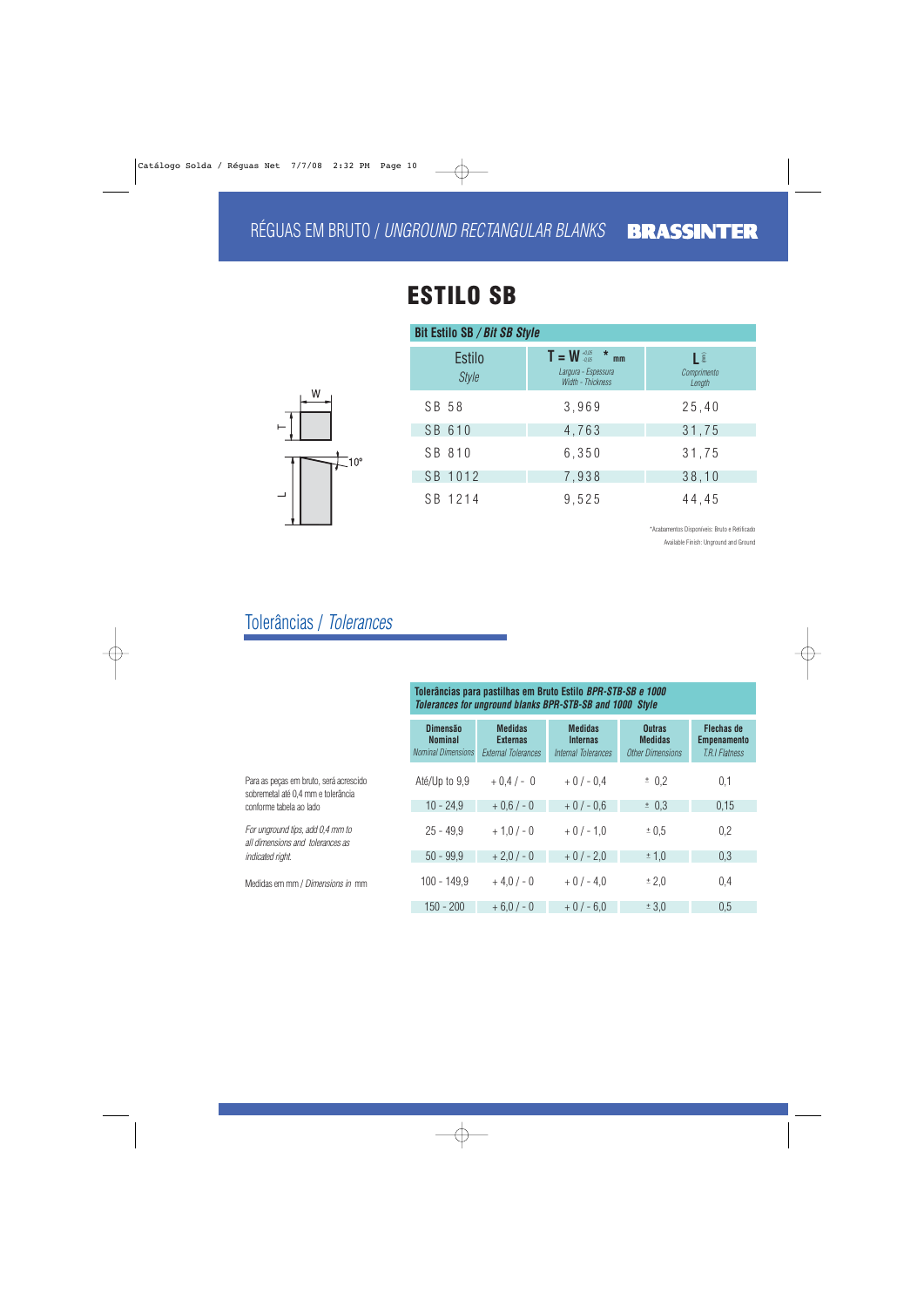## RÉGUAS EM BRUTO / *UNGROUND RECTANGULAR BLANKS*

**BRASSINTER**

# ESTILO SB

W

T

10°

L

| **Bit Estilo SB / *Bit SB Style*** | | |
|---|---|---|
| Estilo *Style* | T = W $^{+0,05}_{-0,05}$ * mm Largura - Espessura *Width - Thickness* | L Comprimento *Length* |
| SB 58 | 3,969 | 25,40 |
| SB 610 | 4,763 | 31,75 |
| SB 810 | 6,350 | 31,75 |
| SB 1012 | 7,938 | 38,10 |
| SB 1214 | 9,525 | 44,45 |

*Acabamentos Disponíveis: Bruto e Retificado
Available Finish: Unground and Ground

## Tolerâncias / *Tolerances*

Para as peças em bruto, será acrescido sobremetal até 0,4 mm e tolerância conforme tabela ao lado

*For unground tips, add 0,4 mm to all dimensions and tolerances as indicated right.*

Medidas em mm / *Dimensions in* mm

| **Tolerâncias para pastilhas em Bruto Estilo *BPR-STB-SB e 1000*** ***Tolerances for unground blanks BPR-STB-SB and 1000 Style*** | | | | |
|---|---|---|---|---|
| **Dimensão Nominal** *Nominal Dimensions* | **Medidas Externas** *External Tolerances* | **Medidas Internas** *Internal Tolerances* | **Outras Medidas** *Other Dimensions* | **Flechas de Empenamento** *T.R.I Flatness* |
| Até/Up to 9,9 | + 0,4 / - 0 | + 0 / - 0,4 | ± 0,2 | 0,1 |
| 10 - 24,9 | + 0,6 / - 0 | + 0 / - 0,6 | ± 0,3 | 0,15 |
| 25 - 49,9 | + 1,0 / - 0 | + 0 / - 1,0 | ± 0,5 | 0,2 |
| 50 - 99,9 | + 2,0 / - 0 | + 0 / - 2,0 | ± 1,0 | 0,3 |
| 100 - 149,9 | + 4,0 / - 0 | + 0 / - 4,0 | ± 2,0 | 0,4 |
| 150 - 200 | + 6,0 / - 0 | + 0 / - 6,0 | ± 3,0 | 0,5 |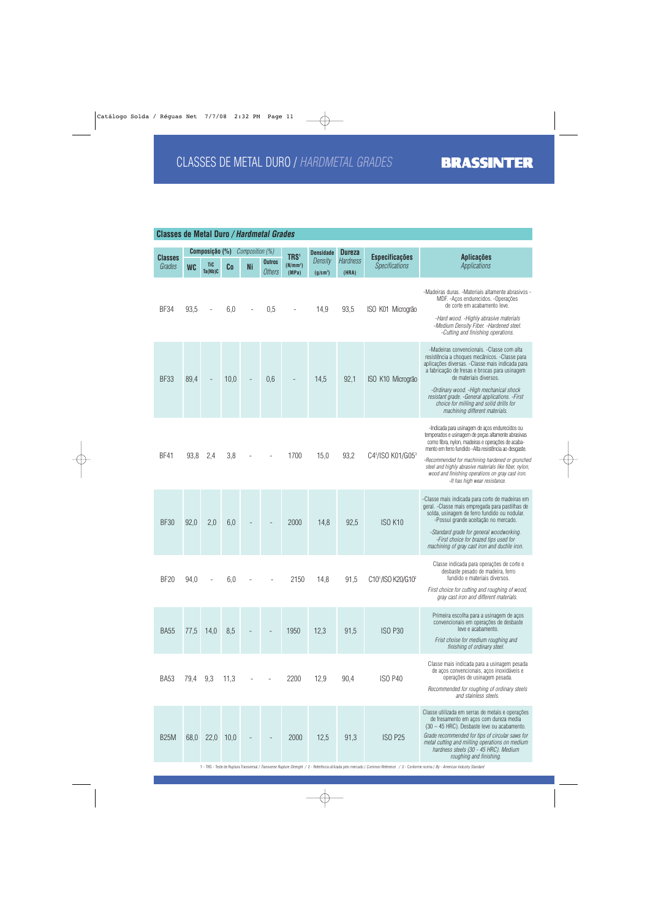# CLASSES DE METAL DURO / *HARDMETAL GRADES*

**BRASSINTER**

## Classes de Metal Duro / *Hardmetal Grades*

| Classes *Grades* | Composição (%) *Composition (%)* | | | | | TRS[1] (N/mm²) (MPa) | Densidade *Density* (g/cm³) | Dureza *Hardness* (HRA) | Especificações *Specifications* | Aplicações *Applications* |
|---|---|---|---|---|---|---|---|---|---|---|
| | WC | TiC Ta(Nb)C | Co | Ni | Outros *Others* | | | | | |
| BF34 | 93,5 | - | 6,0 | - | 0,5 | - | 14,9 | 93,5 | ISO K01 Micrograõ | -Madeiras duras. -Materiais altamente abrasivos - MDF. -Aços endurecidos. -Operações de corte em acabamento leve. *-Hard wood. -Highly abrasive materials -Medium Density Fiber. -Hardened steel. -Cutting and finishing operations.* |
| BF33 | 89,4 | - | 10,0 | - | 0,6 | - | 14,5 | 92,1 | ISO K10 Micrograõ | -Madeiras convencionais. -Classe com alta resistência a choques mecânicos. -Classe para aplicações diversas. -Classe mais indicada para a fabricação de fresas e brocas para usinagem de materiais diversos. *-Ordinary wood. -High mechanical shock resistant grade. -General applications. -First choice for milling and solid drills for machining different materials.* |
| BF41 | 93,8 | 2,4 | 3,8 | - | - | 1700 | 15,0 | 93,2 | C4[3]/ISO K01/G05[2] | -Indicada para usinagem de aços endurecidos ou temperados e usinagem de peças altamente abrasivas como fibra, nylon, madeiras e operações de acabamento em ferro fundido -Alta resistência ao desgaste. *-Recommended for machining hardened or grunched steel and highly abrasive materials like fiber, nylon, wood and finishing operations on gray cast iron. -It has high wear resistance.* |
| BF30 | 92,0 | 2,0 | 6,0 | - | - | 2000 | 14,8 | 92,5 | ISO K10 | -Classe mais indicada para corte de madeiras em geral. -Classe mais empregada para pastilhas de solda, usinagem de ferro fundido ou nodular. -Possui grande aceitação no mercado. *-Standard grade for general woodworking. -First choice for brazed tips used for machining of gray cast iron and ductile iron.* |
| BF20 | 94,0 | - | 6,0 | - | - | 2150 | 14,8 | 91,5 | C10[3]/ISO K20/G10[2] | Classe indicada para operações de corte e desbaste pesado de madeira, ferro fundido e materiais diversos. *First choice for cutting and roughing of wood, gray cast iron and different materials.* |
| BA55 | 77,5 | 14,0 | 8,5 | - | - | 1950 | 12,3 | 91,5 | ISO P30 | Primeira escolha para a usinagem de aços convencionais em operações de desbaste leve e acabamento. *Frist choise for medium roughing and finishing of ordinary steel.* |
| BA53 | 79,4 | 9,3 | 11,3 | - | - | 2200 | 12,9 | 90,4 | ISO P40 | Classe mais indicada para a usinagem pesada de aços convencionais, aços inoxidáveis e operações de usinagem pesada. *Recommended for roughing of ordinary steels and stainless steels.* |
| B25M | 68,0 | 22,0 | 10,0 | - | - | 2000 | 12,5 | 91,3 | ISO P25 | Classe utilizada em serras de metais e operações de fresamento em aços com dureza média (30 – 45 HRC). Desbaste leve ou acabamento. *Grade recommended for tips of circular saws for metal cutting and milling operations on medium hardness steels (30 - 45 HRC). Medium roughing and finishing.* |

1 - TRS - Teste de Ruptura Transversal / *Transverse Rupture Strenght* / 2 - Referência utilizada pelo mercado / *Common Reference* / 3 - Conforme norma / *By - American Industry Standard*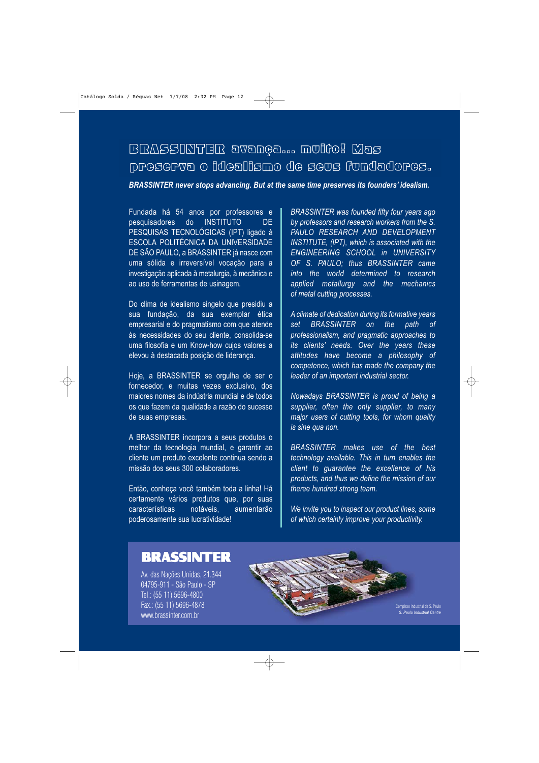# BRASSINTER avança... muito! Mas preserva o idealismo de seus fundadores.

***BRASSINTER never stops advancing. But at the same time preserves its founders' idealism.***

Fundada há 54 anos por professores e pesquisadores do INSTITUTO DE PESQUISAS TECNOLÓGICAS (IPT) ligado à ESCOLA POLITÉCNICA DA UNIVERSIDADE DE SÃO PAULO, a BRASSINTER já nasce com uma sólida e irreversível vocação para a investigação aplicada à metalurgia, à mecânica e ao uso de ferramentas de usinagem.

Do clima de idealismo singelo que presidiu a sua fundação, da sua exemplar ética empresarial e do pragmatismo com que atende às necessidades do seu cliente, consolida-se uma filosofia e um Know-how cujos valores a elevou à destacada posição de liderança.

Hoje, a BRASSINTER se orgulha de ser o fornecedor, e muitas vezes exclusivo, dos maiores nomes da indústria mundial e de todos os que fazem da qualidade a razão do sucesso de suas empresas.

A BRASSINTER incorpora a seus produtos o melhor da tecnologia mundial, e garantir ao cliente um produto excelente continua sendo a missão dos seus 300 colaboradores.

Então, conheça você também toda a linha! Há certamente vários produtos que, por suas características notáveis, aumentarão poderosamente sua lucratividade!

*BRASSINTER was founded fifty four years ago by professors and research workers from the S. PAULO RESEARCH AND DEVELOPMENT INSTITUTE, (IPT), which is associated with the ENGINEERING SCHOOL in UNIVERSITY OF S. PAULO; thus BRASSINTER came into the world determined to research applied metallurgy and the mechanics of metal cutting processes.*

*A climate of dedication during its formative years set BRASSINTER on the path of professionalism, and pragmatic approaches to its clients' needs. Over the years these attitudes have become a philosophy of competence, which has made the company the leader of an important industrial sector.*

*Nowadays BRASSINTER is proud of being a supplier, often the only supplier, to many major users of cutting tools, for whom quality is sine qua non.*

*BRASSINTER makes use of the best technology available. This in turn enables the client to guarantee the excellence of his products, and thus we define the mission of our theree hundred strong team.*

*We invite you to inspect our product lines, some of which certainly improve your productivity.*

**BRASSINTER**

Av. das Nações Unidas, 21.344
04795-911 - São Paulo - SP
Tel.: (55 11) 5696-4800
Fax.: (55 11) 5696-4878
www.brassinter.com.br

Complexo Industrial de S. Paulo
*S. Paulo Industrial Centre*